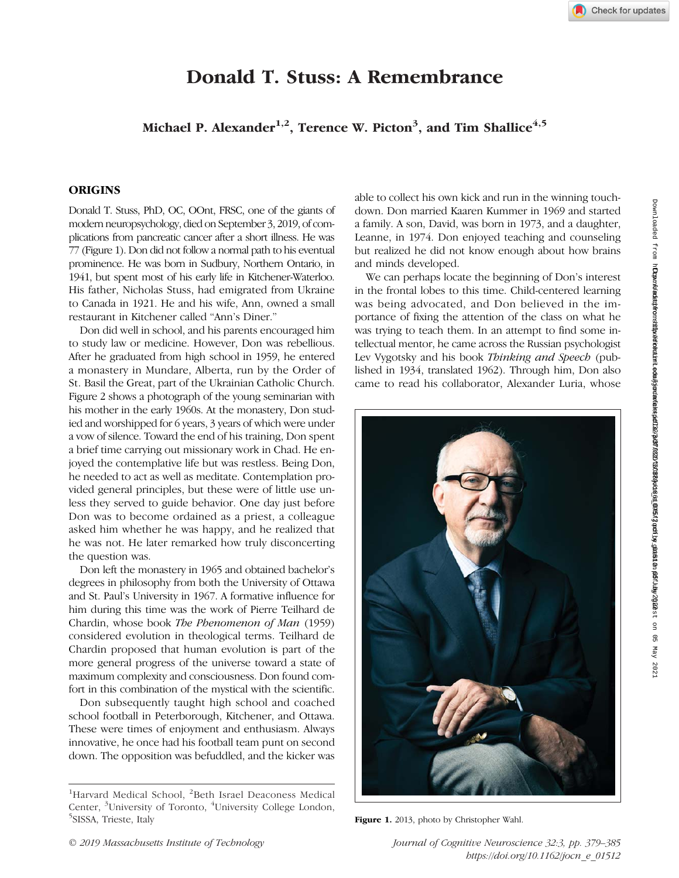# Donald T. Stuss: A Remembrance

**Michael P. Alexander[1,2], Terence W. Picton[3], and Tim Shallice[4,5]**

## ORIGINS

Donald T. Stuss, PhD, OC, OOnt, FRSC, one of the giants of modern neuropsychology, died on September 3, 2019, of complications from pancreatic cancer after a short illness. He was 77 (Figure 1). Don did not follow a normal path to his eventual prominence. He was born in Sudbury, Northern Ontario, in 1941, but spent most of his early life in Kitchener-Waterloo. His father, Nicholas Stuss, had emigrated from Ukraine to Canada in 1921. He and his wife, Ann, owned a small restaurant in Kitchener called "Ann's Diner."

Don did well in school, and his parents encouraged him to study law or medicine. However, Don was rebellious. After he graduated from high school in 1959, he entered a monastery in Mundare, Alberta, run by the Order of St. Basil the Great, part of the Ukrainian Catholic Church. Figure 2 shows a photograph of the young seminarian with his mother in the early 1960s. At the monastery, Don studied and worshipped for 6 years, 3 years of which were under a vow of silence. Toward the end of his training, Don spent a brief time carrying out missionary work in Chad. He enjoyed the contemplative life but was restless. Being Don, he needed to act as well as meditate. Contemplation provided general principles, but these were of little use unless they served to guide behavior. One day just before Don was to become ordained as a priest, a colleague asked him whether he was happy, and he realized that he was not. He later remarked how truly disconcerting the question was.

Don left the monastery in 1965 and obtained bachelor's degrees in philosophy from both the University of Ottawa and St. Paul's University in 1967. A formative influence for him during this time was the work of Pierre Teilhard de Chardin, whose book *The Phenomenon of Man* (1959) considered evolution in theological terms. Teilhard de Chardin proposed that human evolution is part of the more general progress of the universe toward a state of maximum complexity and consciousness. Don found comfort in this combination of the mystical with the scientific.

Don subsequently taught high school and coached school football in Peterborough, Kitchener, and Ottawa. These were times of enjoyment and enthusiasm. Always innovative, he once had his football team punt on second down. The opposition was befuddled, and the kicker was able to collect his own kick and run in the winning touchdown. Don married Kaaren Kummer in 1969 and started a family. A son, David, was born in 1973, and a daughter, Leanne, in 1974. Don enjoyed teaching and counseling but realized he did not know enough about how brains and minds developed.

We can perhaps locate the beginning of Don's interest in the frontal lobes to this time. Child-centered learning was being advocated, and Don believed in the importance of fixing the attention of the class on what he was trying to teach them. In an attempt to find some intellectual mentor, he came across the Russian psychologist Lev Vygotsky and his book *Thinking and Speech* (published in 1934, translated 1962). Through him, Don also came to read his collaborator, Alexander Luria, whose

**Figure 1.** 2013, photo by Christopher Wahl.

[1]Harvard Medical School, [2]Beth Israel Deaconess Medical Center, [3]University of Toronto, [4]University College London, [5]SISSA, Trieste, Italy

© 2019 Massachusetts Institute of Technology

https://doi.org/10.1162/jocn_e_01512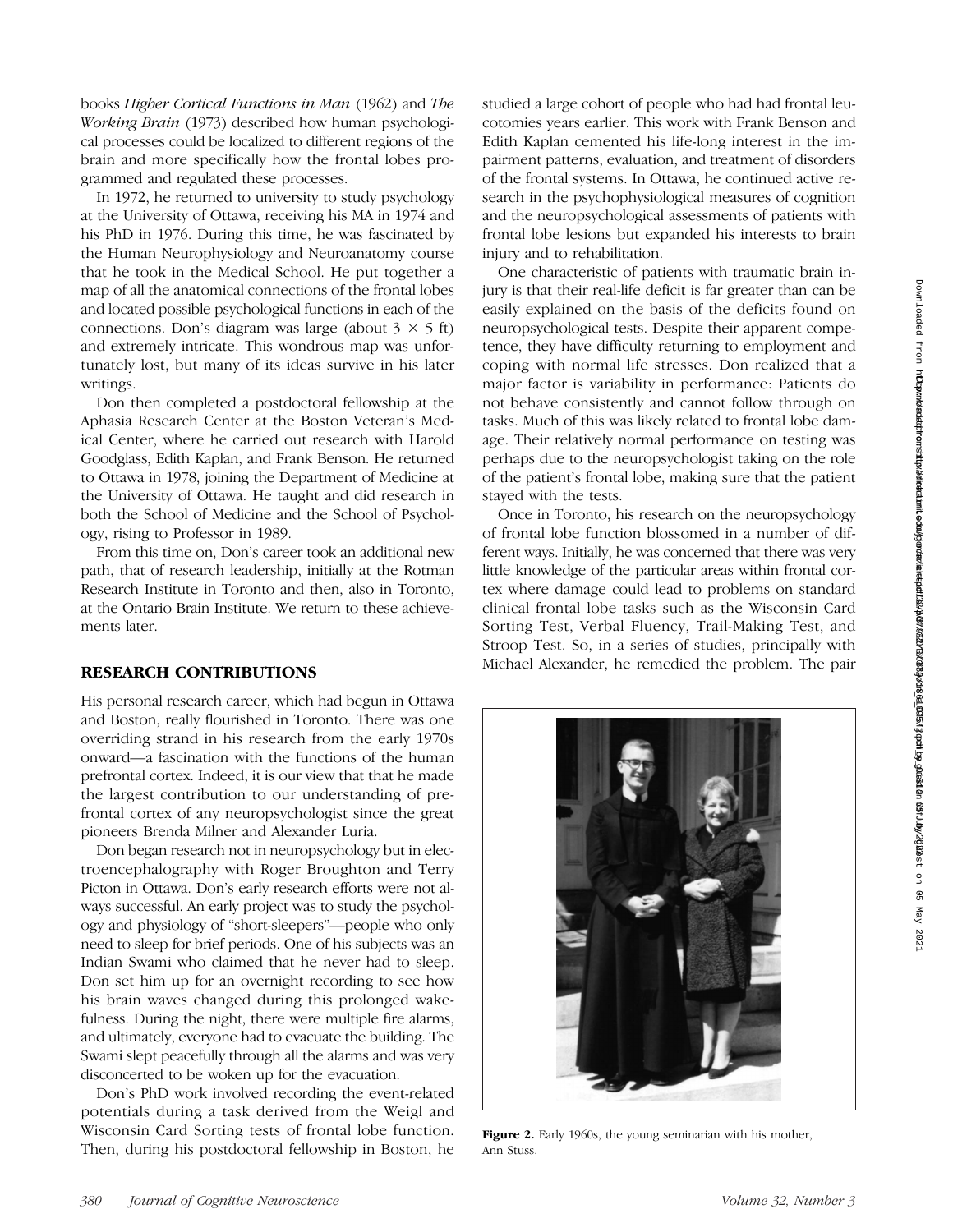books *Higher Cortical Functions in Man* (1962) and *The Working Brain* (1973) described how human psychological processes could be localized to different regions of the brain and more specifically how the frontal lobes programmed and regulated these processes.

In 1972, he returned to university to study psychology at the University of Ottawa, receiving his MA in 1974 and his PhD in 1976. During this time, he was fascinated by the Human Neurophysiology and Neuroanatomy course that he took in the Medical School. He put together a map of all the anatomical connections of the frontal lobes and located possible psychological functions in each of the connections. Don's diagram was large (about $3 \times 5$ ft) and extremely intricate. This wondrous map was unfortunately lost, but many of its ideas survive in his later writings.

Don then completed a postdoctoral fellowship at the Aphasia Research Center at the Boston Veteran's Medical Center, where he carried out research with Harold Goodglass, Edith Kaplan, and Frank Benson. He returned to Ottawa in 1978, joining the Department of Medicine at the University of Ottawa. He taught and did research in both the School of Medicine and the School of Psychology, rising to Professor in 1989.

From this time on, Don's career took an additional new path, that of research leadership, initially at the Rotman Research Institute in Toronto and then, also in Toronto, at the Ontario Brain Institute. We return to these achievements later.

## RESEARCH CONTRIBUTIONS

His personal research career, which had begun in Ottawa and Boston, really flourished in Toronto. There was one overriding strand in his research from the early 1970s onward—a fascination with the functions of the human prefrontal cortex. Indeed, it is our view that that he made the largest contribution to our understanding of prefrontal cortex of any neuropsychologist since the great pioneers Brenda Milner and Alexander Luria.

Don began research not in neuropsychology but in electroencephalography with Roger Broughton and Terry Picton in Ottawa. Don's early research efforts were not always successful. An early project was to study the psychology and physiology of "short-sleepers"—people who only need to sleep for brief periods. One of his subjects was an Indian Swami who claimed that he never had to sleep. Don set him up for an overnight recording to see how his brain waves changed during this prolonged wakefulness. During the night, there were multiple fire alarms, and ultimately, everyone had to evacuate the building. The Swami slept peacefully through all the alarms and was very disconcerted to be woken up for the evacuation.

Don's PhD work involved recording the event-related potentials during a task derived from the Weigl and Wisconsin Card Sorting tests of frontal lobe function. Then, during his postdoctoral fellowship in Boston, he studied a large cohort of people who had had frontal leucotomies years earlier. This work with Frank Benson and Edith Kaplan cemented his life-long interest in the impairment patterns, evaluation, and treatment of disorders of the frontal systems. In Ottawa, he continued active research in the psychophysiological measures of cognition and the neuropsychological assessments of patients with frontal lobe lesions but expanded his interests to brain injury and to rehabilitation.

One characteristic of patients with traumatic brain injury is that their real-life deficit is far greater than can be easily explained on the basis of the deficits found on neuropsychological tests. Despite their apparent competence, they have difficulty returning to employment and coping with normal life stresses. Don realized that a major factor is variability in performance: Patients do not behave consistently and cannot follow through on tasks. Much of this was likely related to frontal lobe damage. Their relatively normal performance on testing was perhaps due to the neuropsychologist taking on the role of the patient's frontal lobe, making sure that the patient stayed with the tests.

Once in Toronto, his research on the neuropsychology of frontal lobe function blossomed in a number of different ways. Initially, he was concerned that there was very little knowledge of the particular areas within frontal cortex where damage could lead to problems on standard clinical frontal lobe tasks such as the Wisconsin Card Sorting Test, Verbal Fluency, Trail-Making Test, and Stroop Test. So, in a series of studies, principally with Michael Alexander, he remedied the problem. The pair

**Figure 2.** Early 1960s, the young seminarian with his mother, Ann Stuss.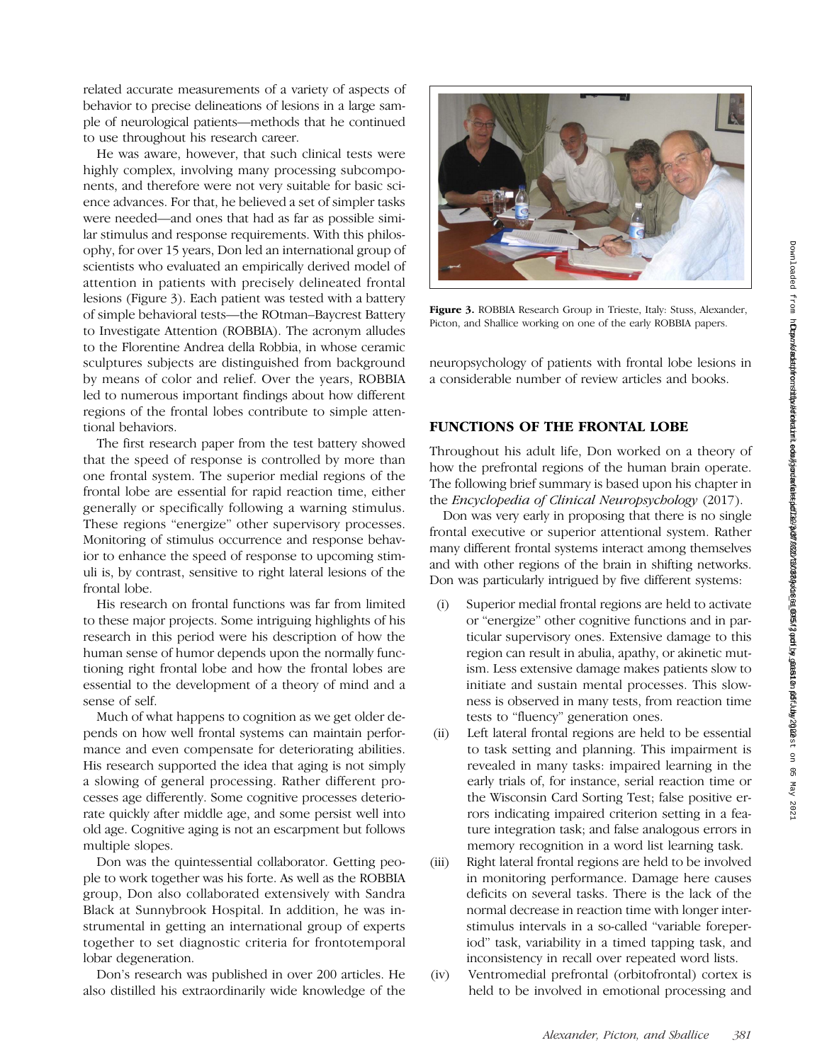related accurate measurements of a variety of aspects of behavior to precise delineations of lesions in a large sample of neurological patients—methods that he continued to use throughout his research career.

He was aware, however, that such clinical tests were highly complex, involving many processing subcomponents, and therefore were not very suitable for basic science advances. For that, he believed a set of simpler tasks were needed—and ones that had as far as possible similar stimulus and response requirements. With this philosophy, for over 15 years, Don led an international group of scientists who evaluated an empirically derived model of attention in patients with precisely delineated frontal lesions (Figure 3). Each patient was tested with a battery of simple behavioral tests—the ROtman–Baycrest Battery to Investigate Attention (ROBBIA). The acronym alludes to the Florentine Andrea della Robbia, in whose ceramic sculptures subjects are distinguished from background by means of color and relief. Over the years, ROBBIA led to numerous important findings about how different regions of the frontal lobes contribute to simple attentional behaviors.

The first research paper from the test battery showed that the speed of response is controlled by more than one frontal system. The superior medial regions of the frontal lobe are essential for rapid reaction time, either generally or specifically following a warning stimulus. These regions "energize" other supervisory processes. Monitoring of stimulus occurrence and response behavior to enhance the speed of response to upcoming stimuli is, by contrast, sensitive to right lateral lesions of the frontal lobe.

His research on frontal functions was far from limited to these major projects. Some intriguing highlights of his research in this period were his description of how the human sense of humor depends upon the normally functioning right frontal lobe and how the frontal lobes are essential to the development of a theory of mind and a sense of self.

Much of what happens to cognition as we get older depends on how well frontal systems can maintain performance and even compensate for deteriorating abilities. His research supported the idea that aging is not simply a slowing of general processing. Rather different processes age differently. Some cognitive processes deteriorate quickly after middle age, and some persist well into old age. Cognitive aging is not an escarpment but follows multiple slopes.

Don was the quintessential collaborator. Getting people to work together was his forte. As well as the ROBBIA group, Don also collaborated extensively with Sandra Black at Sunnybrook Hospital. In addition, he was instrumental in getting an international group of experts together to set diagnostic criteria for frontotemporal lobar degeneration.

Don's research was published in over 200 articles. He also distilled his extraordinarily wide knowledge of the neuropsychology of patients with frontal lobe lesions in a considerable number of review articles and books.

**Figure 3.** ROBBIA Research Group in Trieste, Italy: Stuss, Alexander, Picton, and Shallice working on one of the early ROBBIA papers.

## FUNCTIONS OF THE FRONTAL LOBE

Throughout his adult life, Don worked on a theory of how the prefrontal regions of the human brain operate. The following brief summary is based upon his chapter in the *Encyclopedia of Clinical Neuropsychology* (2017).

Don was very early in proposing that there is no single frontal executive or superior attentional system. Rather many different frontal systems interact among themselves and with other regions of the brain in shifting networks. Don was particularly intrigued by five different systems:

(i) Superior medial frontal regions are held to activate or "energize" other cognitive functions and in particular supervisory ones. Extensive damage to this region can result in abulia, apathy, or akinetic mutism. Less extensive damage makes patients slow to initiate and sustain mental processes. This slowness is observed in many tests, from reaction time tests to "fluency" generation ones.

(ii) Left lateral frontal regions are held to be essential to task setting and planning. This impairment is revealed in many tasks: impaired learning in the early trials of, for instance, serial reaction time or the Wisconsin Card Sorting Test; false positive errors indicating impaired criterion setting in a feature integration task; and false analogous errors in memory recognition in a word list learning task.

(iii) Right lateral frontal regions are held to be involved in monitoring performance. Damage here causes deficits on several tasks. There is the lack of the normal decrease in reaction time with longer interstimulus intervals in a so-called "variable foreperiod" task, variability in a timed tapping task, and inconsistency in recall over repeated word lists.

(iv) Ventromedial prefrontal (orbitofrontal) cortex is held to be involved in emotional processing and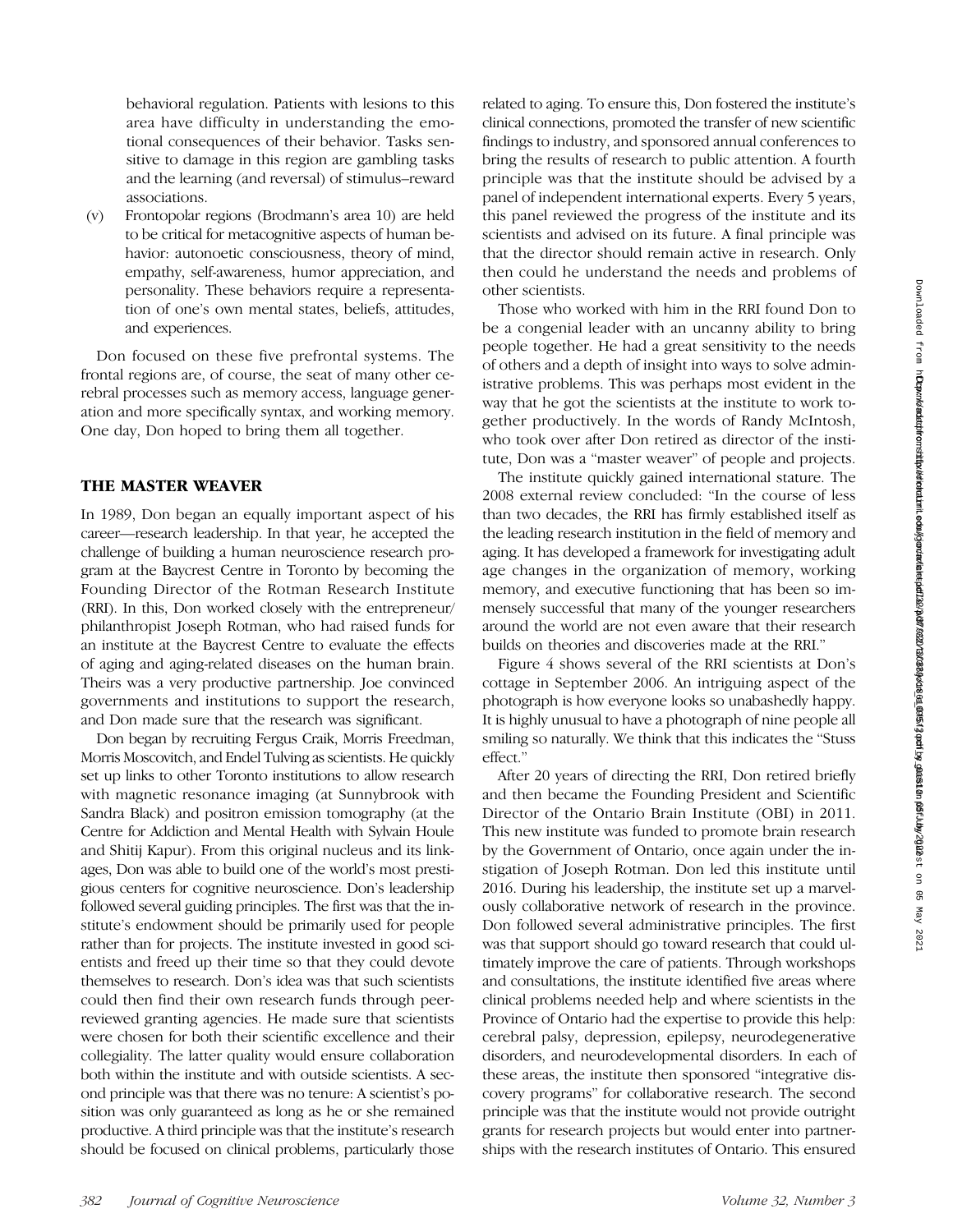behavioral regulation. Patients with lesions to this area have difficulty in understanding the emotional consequences of their behavior. Tasks sensitive to damage in this region are gambling tasks and the learning (and reversal) of stimulus–reward associations.

(v) Frontopolar regions (Brodmann's area 10) are held to be critical for metacognitive aspects of human behavior: autonoetic consciousness, theory of mind, empathy, self-awareness, humor appreciation, and personality. These behaviors require a representation of one's own mental states, beliefs, attitudes, and experiences.

Don focused on these five prefrontal systems. The frontal regions are, of course, the seat of many other cerebral processes such as memory access, language generation and more specifically syntax, and working memory. One day, Don hoped to bring them all together.

## THE MASTER WEAVER

In 1989, Don began an equally important aspect of his career—research leadership. In that year, he accepted the challenge of building a human neuroscience research program at the Baycrest Centre in Toronto by becoming the Founding Director of the Rotman Research Institute (RRI). In this, Don worked closely with the entrepreneur/philanthropist Joseph Rotman, who had raised funds for an institute at the Baycrest Centre to evaluate the effects of aging and aging-related diseases on the human brain. Theirs was a very productive partnership. Joe convinced governments and institutions to support the research, and Don made sure that the research was significant.

Don began by recruiting Fergus Craik, Morris Freedman, Morris Moscovitch, and Endel Tulving as scientists. He quickly set up links to other Toronto institutions to allow research with magnetic resonance imaging (at Sunnybrook with Sandra Black) and positron emission tomography (at the Centre for Addiction and Mental Health with Sylvain Houle and Shitij Kapur). From this original nucleus and its linkages, Don was able to build one of the world's most prestigious centers for cognitive neuroscience. Don's leadership followed several guiding principles. The first was that the institute's endowment should be primarily used for people rather than for projects. The institute invested in good scientists and freed up their time so that they could devote themselves to research. Don's idea was that such scientists could then find their own research funds through peer-reviewed granting agencies. He made sure that scientists were chosen for both their scientific excellence and their collegiality. The latter quality would ensure collaboration both within the institute and with outside scientists. A second principle was that there was no tenure: A scientist's position was only guaranteed as long as he or she remained productive. A third principle was that the institute's research should be focused on clinical problems, particularly those related to aging. To ensure this, Don fostered the institute's clinical connections, promoted the transfer of new scientific findings to industry, and sponsored annual conferences to bring the results of research to public attention. A fourth principle was that the institute should be advised by a panel of independent international experts. Every 5 years, this panel reviewed the progress of the institute and its scientists and advised on its future. A final principle was that the director should remain active in research. Only then could he understand the needs and problems of other scientists.

Those who worked with him in the RRI found Don to be a congenial leader with an uncanny ability to bring people together. He had a great sensitivity to the needs of others and a depth of insight into ways to solve administrative problems. This was perhaps most evident in the way that he got the scientists at the institute to work together productively. In the words of Randy McIntosh, who took over after Don retired as director of the institute, Don was a "master weaver" of people and projects.

The institute quickly gained international stature. The 2008 external review concluded: "In the course of less than two decades, the RRI has firmly established itself as the leading research institution in the field of memory and aging. It has developed a framework for investigating adult age changes in the organization of memory, working memory, and executive functioning that has been so immensely successful that many of the younger researchers around the world are not even aware that their research builds on theories and discoveries made at the RRI."

Figure 4 shows several of the RRI scientists at Don's cottage in September 2006. An intriguing aspect of the photograph is how everyone looks so unabashedly happy. It is highly unusual to have a photograph of nine people all smiling so naturally. We think that this indicates the "Stuss effect."

After 20 years of directing the RRI, Don retired briefly and then became the Founding President and Scientific Director of the Ontario Brain Institute (OBI) in 2011. This new institute was funded to promote brain research by the Government of Ontario, once again under the instigation of Joseph Rotman. Don led this institute until 2016. During his leadership, the institute set up a marvelously collaborative network of research in the province. Don followed several administrative principles. The first was that support should go toward research that could ultimately improve the care of patients. Through workshops and consultations, the institute identified five areas where clinical problems needed help and where scientists in the Province of Ontario had the expertise to provide this help: cerebral palsy, depression, epilepsy, neurodegenerative disorders, and neurodevelopmental disorders. In each of these areas, the institute then sponsored "integrative discovery programs" for collaborative research. The second principle was that the institute would not provide outright grants for research projects but would enter into partnerships with the research institutes of Ontario. This ensured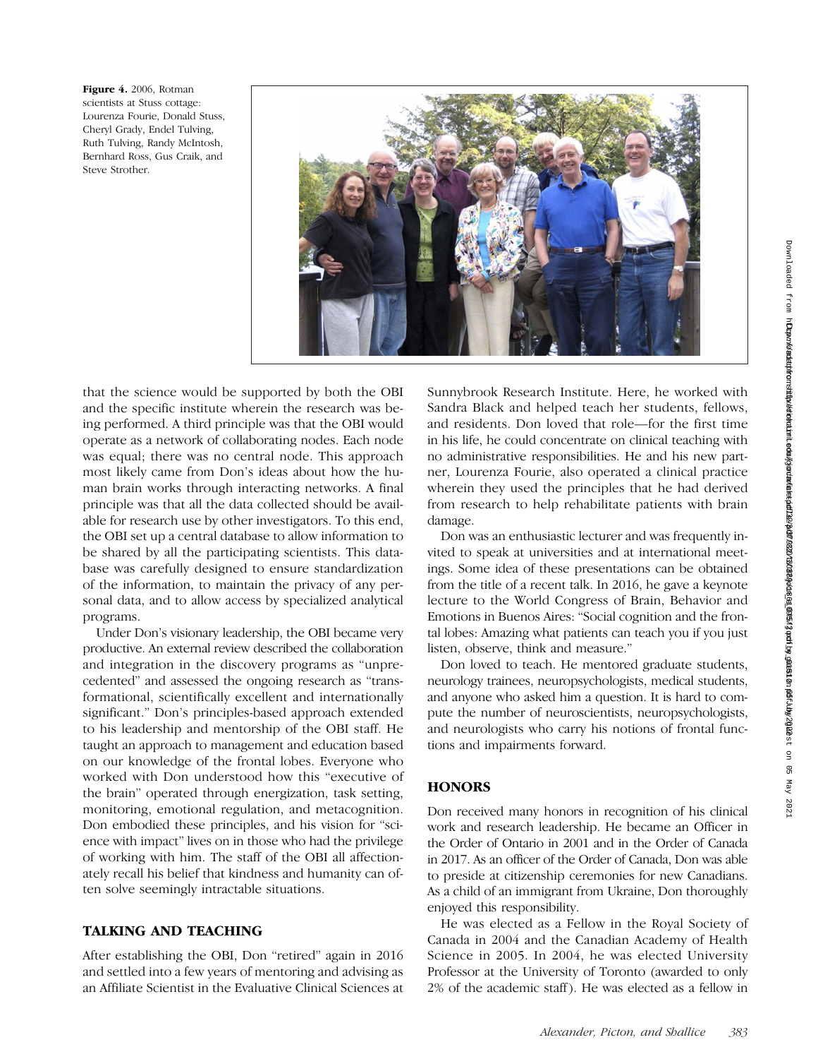**Figure 4.** 2006, Rotman scientists at Stuss cottage: Lourenza Fourie, Donald Stuss, Cheryl Grady, Endel Tulving, Ruth Tulving, Randy McIntosh, Bernhard Ross, Gus Craik, and Steve Strother.

that the science would be supported by both the OBI and the specific institute wherein the research was being performed. A third principle was that the OBI would operate as a network of collaborating nodes. Each node was equal; there was no central node. This approach most likely came from Don's ideas about how the human brain works through interacting networks. A final principle was that all the data collected should be available for research use by other investigators. To this end, the OBI set up a central database to allow information to be shared by all the participating scientists. This database was carefully designed to ensure standardization of the information, to maintain the privacy of any personal data, and to allow access by specialized analytical programs.

Under Don's visionary leadership, the OBI became very productive. An external review described the collaboration and integration in the discovery programs as "unprecedented" and assessed the ongoing research as "transformational, scientifically excellent and internationally significant." Don's principles-based approach extended to his leadership and mentorship of the OBI staff. He taught an approach to management and education based on our knowledge of the frontal lobes. Everyone who worked with Don understood how this "executive of the brain" operated through energization, task setting, monitoring, emotional regulation, and metacognition. Don embodied these principles, and his vision for "science with impact" lives on in those who had the privilege of working with him. The staff of the OBI all affectionately recall his belief that kindness and humanity can often solve seemingly intractable situations.

## TALKING AND TEACHING

After establishing the OBI, Don "retired" again in 2016 and settled into a few years of mentoring and advising as an Affiliate Scientist in the Evaluative Clinical Sciences at Sunnybrook Research Institute. Here, he worked with Sandra Black and helped teach her students, fellows, and residents. Don loved that role—for the first time in his life, he could concentrate on clinical teaching with no administrative responsibilities. He and his new partner, Lourenza Fourie, also operated a clinical practice wherein they used the principles that he had derived from research to help rehabilitate patients with brain damage.

Don was an enthusiastic lecturer and was frequently invited to speak at universities and at international meetings. Some idea of these presentations can be obtained from the title of a recent talk. In 2016, he gave a keynote lecture to the World Congress of Brain, Behavior and Emotions in Buenos Aires: "Social cognition and the frontal lobes: Amazing what patients can teach you if you just listen, observe, think and measure."

Don loved to teach. He mentored graduate students, neurology trainees, neuropsychologists, medical students, and anyone who asked him a question. It is hard to compute the number of neuroscientists, neuropsychologists, and neurologists who carry his notions of frontal functions and impairments forward.

## HONORS

Don received many honors in recognition of his clinical work and research leadership. He became an Officer in the Order of Ontario in 2001 and in the Order of Canada in 2017. As an officer of the Order of Canada, Don was able to preside at citizenship ceremonies for new Canadians. As a child of an immigrant from Ukraine, Don thoroughly enjoyed this responsibility.

He was elected as a Fellow in the Royal Society of Canada in 2004 and the Canadian Academy of Health Science in 2005. In 2004, he was elected University Professor at the University of Toronto (awarded to only 2% of the academic staff). He was elected as a fellow in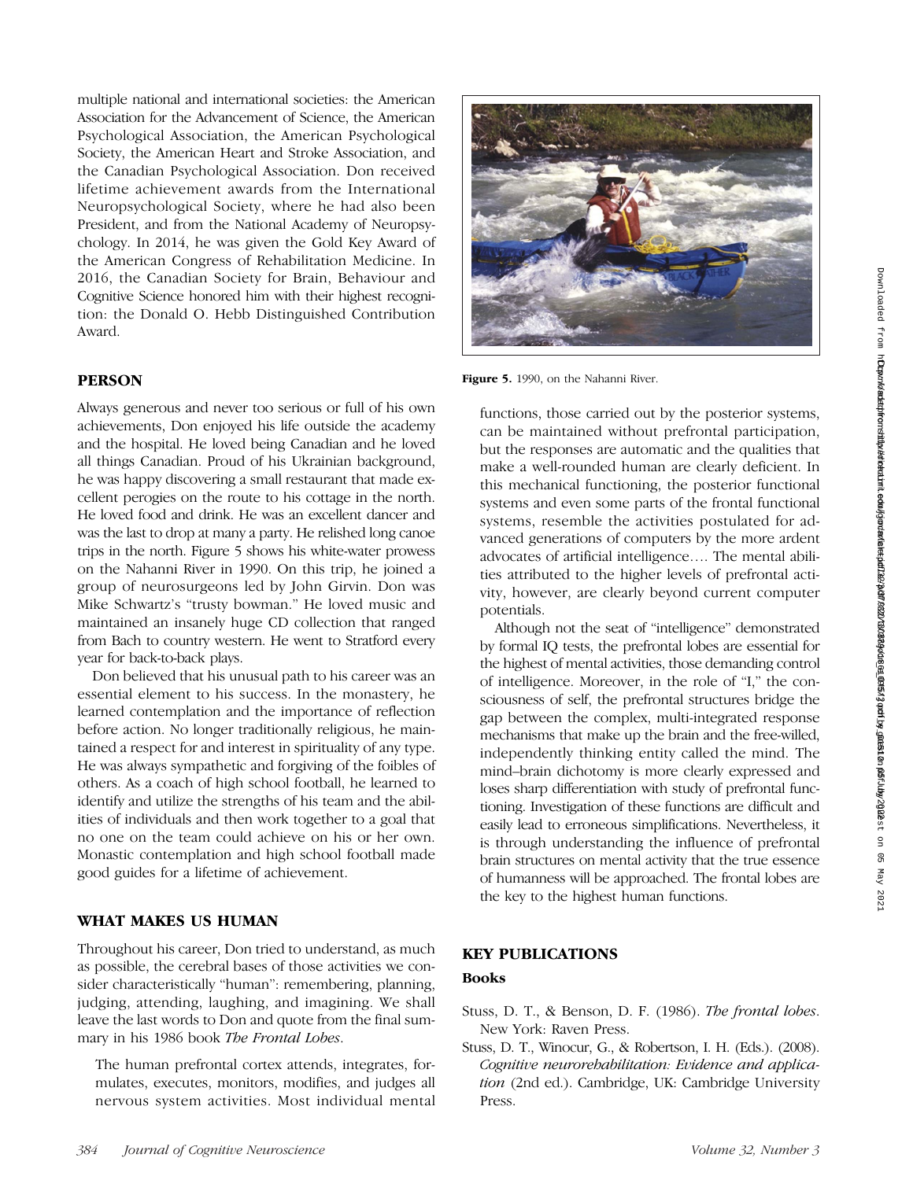multiple national and international societies: the American Association for the Advancement of Science, the American Psychological Association, the American Psychological Society, the American Heart and Stroke Association, and the Canadian Psychological Association. Don received lifetime achievement awards from the International Neuropsychological Society, where he had also been President, and from the National Academy of Neuropsychology. In 2014, he was given the Gold Key Award of the American Congress of Rehabilitation Medicine. In 2016, the Canadian Society for Brain, Behaviour and Cognitive Science honored him with their highest recognition: the Donald O. Hebb Distinguished Contribution Award.

## PERSON

Always generous and never too serious or full of his own achievements, Don enjoyed his life outside the academy and the hospital. He loved being Canadian and he loved all things Canadian. Proud of his Ukrainian background, he was happy discovering a small restaurant that made excellent perogies on the route to his cottage in the north. He loved food and drink. He was an excellent dancer and was the last to drop at many a party. He relished long canoe trips in the north. Figure 5 shows his white-water prowess on the Nahanni River in 1990. On this trip, he joined a group of neurosurgeons led by John Girvin. Don was Mike Schwartz's "trusty bowman." He loved music and maintained an insanely huge CD collection that ranged from Bach to country western. He went to Stratford every year for back-to-back plays.

Don believed that his unusual path to his career was an essential element to his success. In the monastery, he learned contemplation and the importance of reflection before action. No longer traditionally religious, he maintained a respect for and interest in spirituality of any type. He was always sympathetic and forgiving of the foibles of others. As a coach of high school football, he learned to identify and utilize the strengths of his team and the abilities of individuals and then work together to a goal that no one on the team could achieve on his or her own. Monastic contemplation and high school football made good guides for a lifetime of achievement.

**Figure 5.** 1990, on the Nahanni River.

## WHAT MAKES US HUMAN

Throughout his career, Don tried to understand, as much as possible, the cerebral bases of those activities we consider characteristically "human": remembering, planning, judging, attending, laughing, and imagining. We shall leave the last words to Don and quote from the final summary in his 1986 book *The Frontal Lobes*.

> The human prefrontal cortex attends, integrates, formulates, executes, monitors, modifies, and judges all nervous system activities. Most individual mental functions, those carried out by the posterior systems, can be maintained without prefrontal participation, but the responses are automatic and the qualities that make a well-rounded human are clearly deficient. In this mechanical functioning, the posterior functional systems and even some parts of the frontal functional systems, resemble the activities postulated for advanced generations of computers by the more ardent advocates of artificial intelligence…. The mental abilities attributed to the higher levels of prefrontal activity, however, are clearly beyond current computer potentials.
>
> Although not the seat of "intelligence" demonstrated by formal IQ tests, the prefrontal lobes are essential for the highest of mental activities, those demanding control of intelligence. Moreover, in the role of "I," the consciousness of self, the prefrontal structures bridge the gap between the complex, multi-integrated response mechanisms that make up the brain and the free-willed, independently thinking entity called the mind. The mind–brain dichotomy is more clearly expressed and loses sharp differentiation with study of prefrontal functioning. Investigation of these functions are difficult and easily lead to erroneous simplifications. Nevertheless, it is through understanding the influence of prefrontal brain structures on mental activity that the true essence of humanness will be approached. The frontal lobes are the key to the highest human functions.

## KEY PUBLICATIONS

### Books

Stuss, D. T., & Benson, D. F. (1986). *The frontal lobes*. New York: Raven Press.

Stuss, D. T., Winocur, G., & Robertson, I. H. (Eds.). (2008). *Cognitive neurorehabilitation: Evidence and application* (2nd ed.). Cambridge, UK: Cambridge University Press.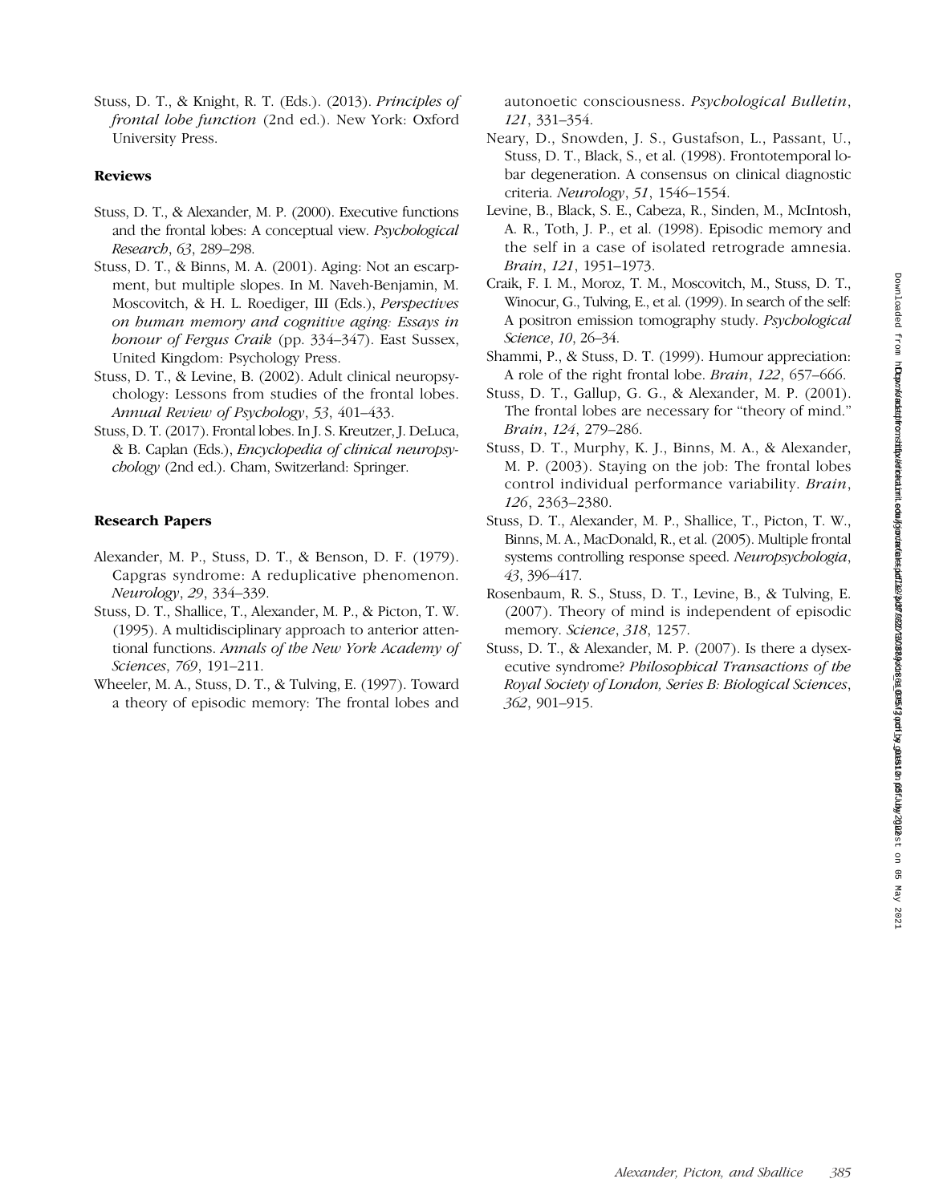Stuss, D. T., & Knight, R. T. (Eds.). (2013). *Principles of frontal lobe function* (2nd ed.). New York: Oxford University Press.

### Reviews

Stuss, D. T., & Alexander, M. P. (2000). Executive functions and the frontal lobes: A conceptual view. *Psychological Research*, *63*, 289–298.

Stuss, D. T., & Binns, M. A. (2001). Aging: Not an escarpment, but multiple slopes. In M. Naveh-Benjamin, M. Moscovitch, & H. L. Roediger, III (Eds.), *Perspectives on human memory and cognitive aging: Essays in honour of Fergus Craik* (pp. 334–347). East Sussex, United Kingdom: Psychology Press.

Stuss, D. T., & Levine, B. (2002). Adult clinical neuropsychology: Lessons from studies of the frontal lobes. *Annual Review of Psychology*, *53*, 401–433.

Stuss, D. T. (2017). Frontal lobes. In J. S. Kreutzer, J. DeLuca, & B. Caplan (Eds.), *Encyclopedia of clinical neuropsychology* (2nd ed.). Cham, Switzerland: Springer.

### Research Papers

Alexander, M. P., Stuss, D. T., & Benson, D. F. (1979). Capgras syndrome: A reduplicative phenomenon. *Neurology*, *29*, 334–339.

Stuss, D. T., Shallice, T., Alexander, M. P., & Picton, T. W. (1995). A multidisciplinary approach to anterior attentional functions. *Annals of the New York Academy of Sciences*, *769*, 191–211.

Wheeler, M. A., Stuss, D. T., & Tulving, E. (1997). Toward a theory of episodic memory: The frontal lobes and autonoetic consciousness. *Psychological Bulletin*, *121*, 331–354.

Neary, D., Snowden, J. S., Gustafson, L., Passant, U., Stuss, D. T., Black, S., et al. (1998). Frontotemporal lobar degeneration. A consensus on clinical diagnostic criteria. *Neurology*, *51*, 1546–1554.

Levine, B., Black, S. E., Cabeza, R., Sinden, M., McIntosh, A. R., Toth, J. P., et al. (1998). Episodic memory and the self in a case of isolated retrograde amnesia. *Brain*, *121*, 1951–1973.

Craik, F. I. M., Moroz, T. M., Moscovitch, M., Stuss, D. T., Winocur, G., Tulving, E., et al. (1999). In search of the self: A positron emission tomography study. *Psychological Science*, *10*, 26–34.

Shammi, P., & Stuss, D. T. (1999). Humour appreciation: A role of the right frontal lobe. *Brain*, *122*, 657–666.

Stuss, D. T., Gallup, G. G., & Alexander, M. P. (2001). The frontal lobes are necessary for "theory of mind." *Brain*, *124*, 279–286.

Stuss, D. T., Murphy, K. J., Binns, M. A., & Alexander, M. P. (2003). Staying on the job: The frontal lobes control individual performance variability. *Brain*, *126*, 2363–2380.

Stuss, D. T., Alexander, M. P., Shallice, T., Picton, T. W., Binns, M. A., MacDonald, R., et al. (2005). Multiple frontal systems controlling response speed. *Neuropsychologia*, *43*, 396–417.

Rosenbaum, R. S., Stuss, D. T., Levine, B., & Tulving, E. (2007). Theory of mind is independent of episodic memory. *Science*, *318*, 1257.

Stuss, D. T., & Alexander, M. P. (2007). Is there a dysexecutive syndrome? *Philosophical Transactions of the Royal Society of London, Series B: Biological Sciences*, *362*, 901–915.